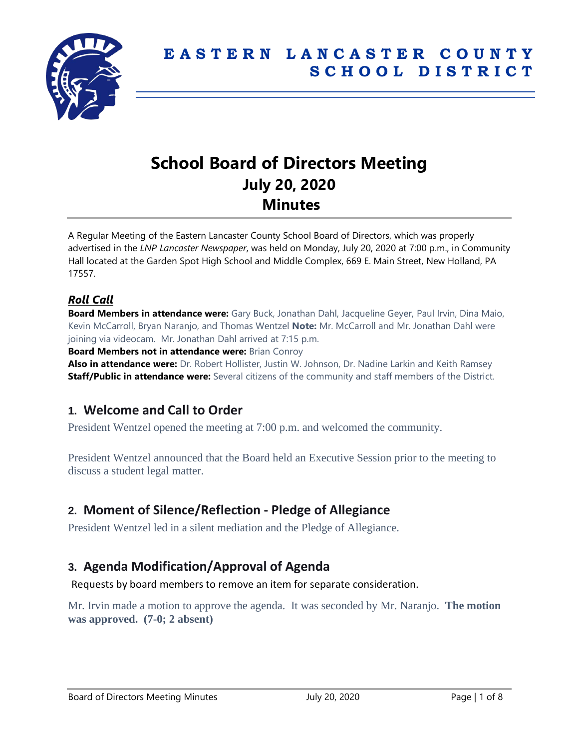# EASTERN LANCASTER COUNTY SCHOOL DISTRICT

# School Board of Directors Meeting
## July 20, 2020
## Minutes

A Regular Meeting of the Eastern Lancaster County School Board of Directors, which was properly advertised in the *LNP Lancaster Newspaper*, was held on Monday, July 20, 2020 at 7:00 p.m., in Community Hall located at the Garden Spot High School and Middle Complex, 669 E. Main Street, New Holland, PA 17557.

### *Roll Call*

**Board Members in attendance were:** Gary Buck, Jonathan Dahl, Jacqueline Geyer, Paul Irvin, Dina Maio, Kevin McCarroll, Bryan Naranjo, and Thomas Wentzel **Note:** Mr. McCarroll and Mr. Jonathan Dahl were joining via videocam. Mr. Jonathan Dahl arrived at 7:15 p.m.

**Board Members not in attendance were:** Brian Conroy

**Also in attendance were:** Dr. Robert Hollister, Justin W. Johnson, Dr. Nadine Larkin and Keith Ramsey

**Staff/Public in attendance were:** Several citizens of the community and staff members of the District.

## 1. Welcome and Call to Order

President Wentzel opened the meeting at 7:00 p.m. and welcomed the community.

President Wentzel announced that the Board held an Executive Session prior to the meeting to discuss a student legal matter.

## 2. Moment of Silence/Reflection - Pledge of Allegiance

President Wentzel led in a silent mediation and the Pledge of Allegiance.

## 3. Agenda Modification/Approval of Agenda

Requests by board members to remove an item for separate consideration.

Mr. Irvin made a motion to approve the agenda. It was seconded by Mr. Naranjo. **The motion was approved. (7-0; 2 absent)**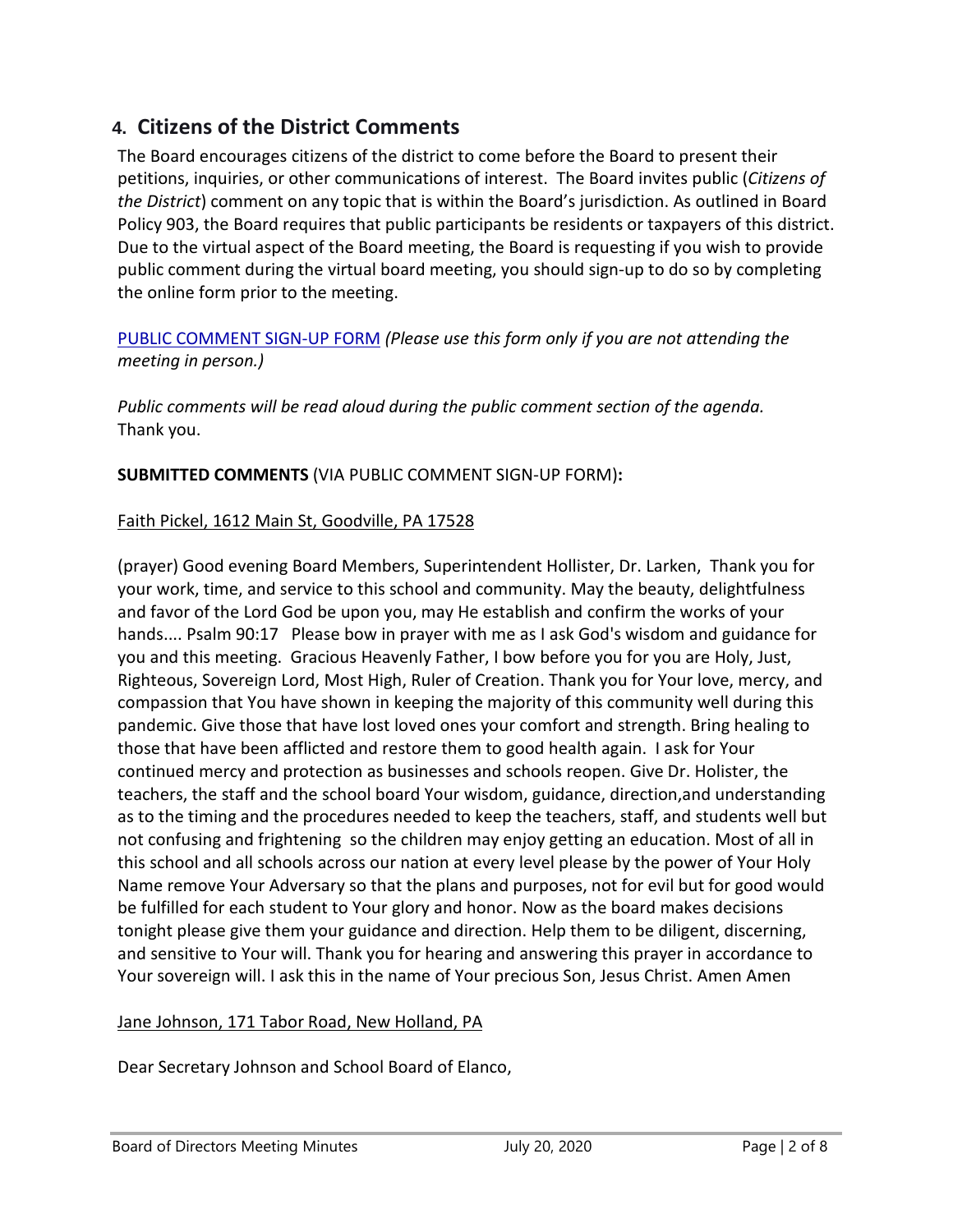## 4. Citizens of the District Comments

The Board encourages citizens of the district to come before the Board to present their petitions, inquiries, or other communications of interest. The Board invites public (*Citizens of the District*) comment on any topic that is within the Board's jurisdiction. As outlined in Board Policy 903, the Board requires that public participants be residents or taxpayers of this district. Due to the virtual aspect of the Board meeting, the Board is requesting if you wish to provide public comment during the virtual board meeting, you should sign-up to do so by completing the online form prior to the meeting.

PUBLIC COMMENT SIGN-UP FORM *(Please use this form only if you are not attending the meeting in person.)*

*Public comments will be read aloud during the public comment section of the agenda.* Thank you.

**SUBMITTED COMMENTS** (VIA PUBLIC COMMENT SIGN-UP FORM)**:**

Faith Pickel, 1612 Main St, Goodville, PA 17528

(prayer) Good evening Board Members, Superintendent Hollister, Dr. Larken, Thank you for your work, time, and service to this school and community. May the beauty, delightfulness and favor of the Lord God be upon you, may He establish and confirm the works of your hands.... Psalm 90:17 Please bow in prayer with me as I ask God's wisdom and guidance for you and this meeting. Gracious Heavenly Father, I bow before you for you are Holy, Just, Righteous, Sovereign Lord, Most High, Ruler of Creation. Thank you for Your love, mercy, and compassion that You have shown in keeping the majority of this community well during this pandemic. Give those that have lost loved ones your comfort and strength. Bring healing to those that have been afflicted and restore them to good health again. I ask for Your continued mercy and protection as businesses and schools reopen. Give Dr. Holister, the teachers, the staff and the school board Your wisdom, guidance, direction,and understanding as to the timing and the procedures needed to keep the teachers, staff, and students well but not confusing and frightening so the children may enjoy getting an education. Most of all in this school and all schools across our nation at every level please by the power of Your Holy Name remove Your Adversary so that the plans and purposes, not for evil but for good would be fulfilled for each student to Your glory and honor. Now as the board makes decisions tonight please give them your guidance and direction. Help them to be diligent, discerning, and sensitive to Your will. Thank you for hearing and answering this prayer in accordance to Your sovereign will. I ask this in the name of Your precious Son, Jesus Christ. Amen Amen

Jane Johnson, 171 Tabor Road, New Holland, PA

Dear Secretary Johnson and School Board of Elanco,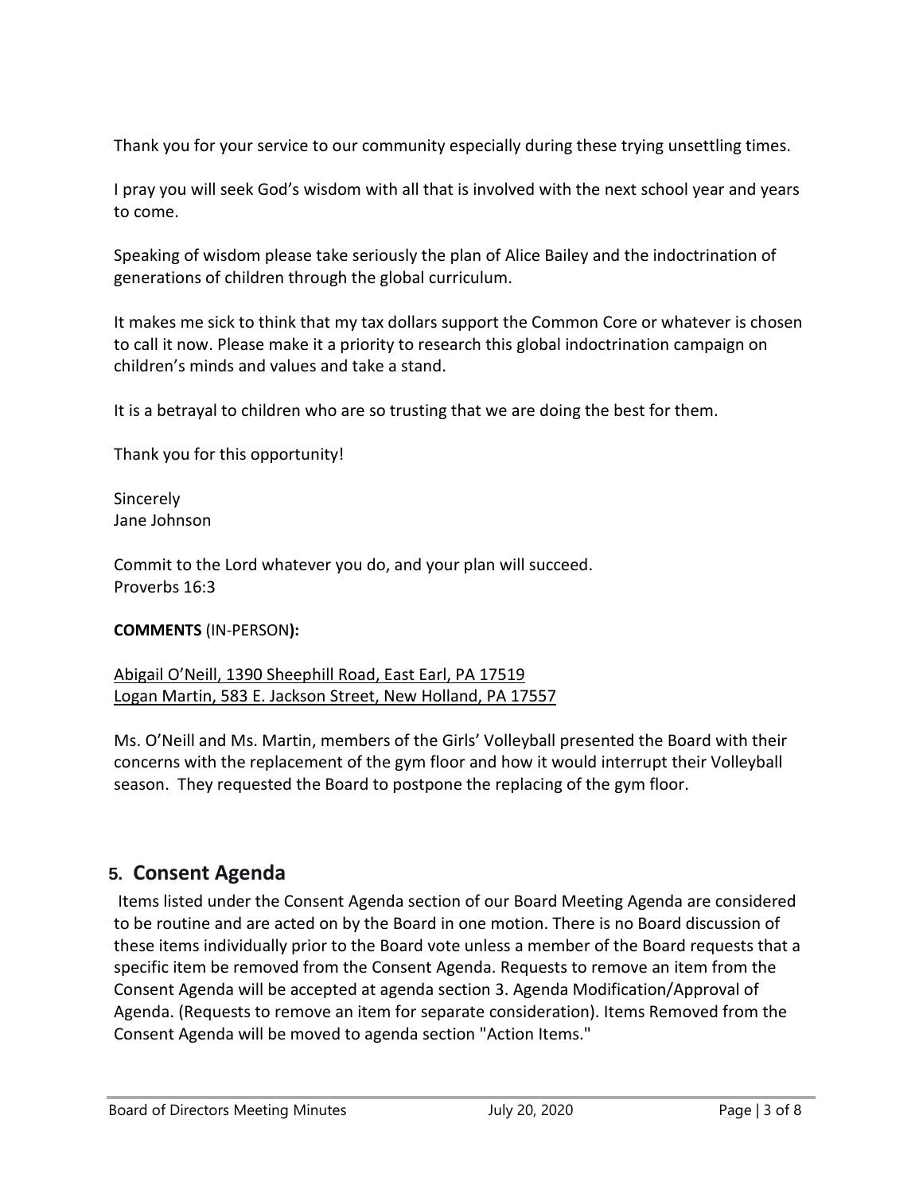Thank you for your service to our community especially during these trying unsettling times.

I pray you will seek God's wisdom with all that is involved with the next school year and years to come.

Speaking of wisdom please take seriously the plan of Alice Bailey and the indoctrination of generations of children through the global curriculum.

It makes me sick to think that my tax dollars support the Common Core or whatever is chosen to call it now. Please make it a priority to research this global indoctrination campaign on children's minds and values and take a stand.

It is a betrayal to children who are so trusting that we are doing the best for them.

Thank you for this opportunity!

Sincerely
Jane Johnson

Commit to the Lord whatever you do, and your plan will succeed.
Proverbs 16:3

**COMMENTS** (IN-PERSON**):**

Abigail O'Neill, 1390 Sheephill Road, East Earl, PA 17519
Logan Martin, 583 E. Jackson Street, New Holland, PA 17557

Ms. O'Neill and Ms. Martin, members of the Girls' Volleyball presented the Board with their concerns with the replacement of the gym floor and how it would interrupt their Volleyball season. They requested the Board to postpone the replacing of the gym floor.

## 5. Consent Agenda

Items listed under the Consent Agenda section of our Board Meeting Agenda are considered to be routine and are acted on by the Board in one motion. There is no Board discussion of these items individually prior to the Board vote unless a member of the Board requests that a specific item be removed from the Consent Agenda. Requests to remove an item from the Consent Agenda will be accepted at agenda section 3. Agenda Modification/Approval of Agenda. (Requests to remove an item for separate consideration). Items Removed from the Consent Agenda will be moved to agenda section "Action Items."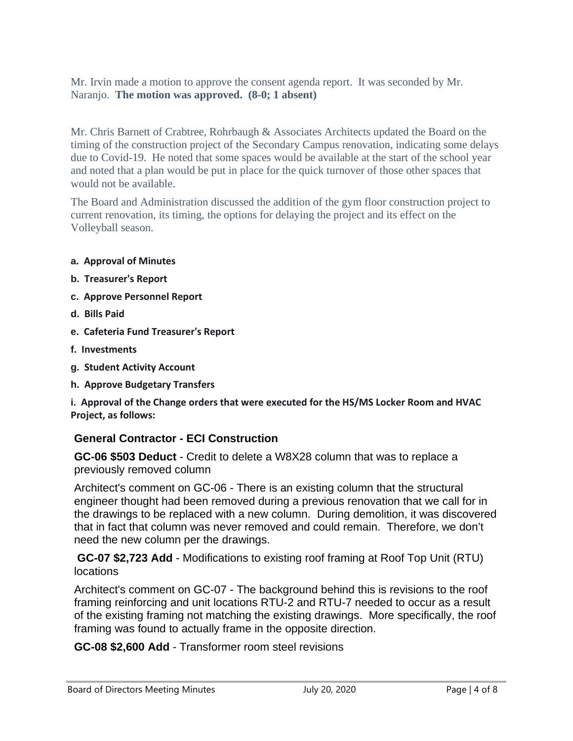Mr. Irvin made a motion to approve the consent agenda report. It was seconded by Mr. Naranjo. **The motion was approved. (8-0; 1 absent)**

Mr. Chris Barnett of Crabtree, Rohrbaugh & Associates Architects updated the Board on the timing of the construction project of the Secondary Campus renovation, indicating some delays due to Covid-19. He noted that some spaces would be available at the start of the school year and noted that a plan would be put in place for the quick turnover of those other spaces that would not be available.

The Board and Administration discussed the addition of the gym floor construction project to current renovation, its timing, the options for delaying the project and its effect on the Volleyball season.

**a. Approval of Minutes**

**b. Treasurer's Report**

**c. Approve Personnel Report**

**d. Bills Paid**

**e. Cafeteria Fund Treasurer's Report**

**f. Investments**

**g. Student Activity Account**

**h. Approve Budgetary Transfers**

**i. Approval of the Change orders that were executed for the HS/MS Locker Room and HVAC Project, as follows:**

### General Contractor - ECI Construction

**GC-06 $503 Deduct** - Credit to delete a W8X28 column that was to replace a previously removed column

Architect's comment on GC-06 - There is an existing column that the structural engineer thought had been removed during a previous renovation that we call for in the drawings to be replaced with a new column. During demolition, it was discovered that in fact that column was never removed and could remain. Therefore, we don't need the new column per the drawings.

**GC-07 $2,723 Add** - Modifications to existing roof framing at Roof Top Unit (RTU) locations

Architect's comment on GC-07 - The background behind this is revisions to the roof framing reinforcing and unit locations RTU-2 and RTU-7 needed to occur as a result of the existing framing not matching the existing drawings. More specifically, the roof framing was found to actually frame in the opposite direction.

**GC-08 $2,600 Add** - Transformer room steel revisions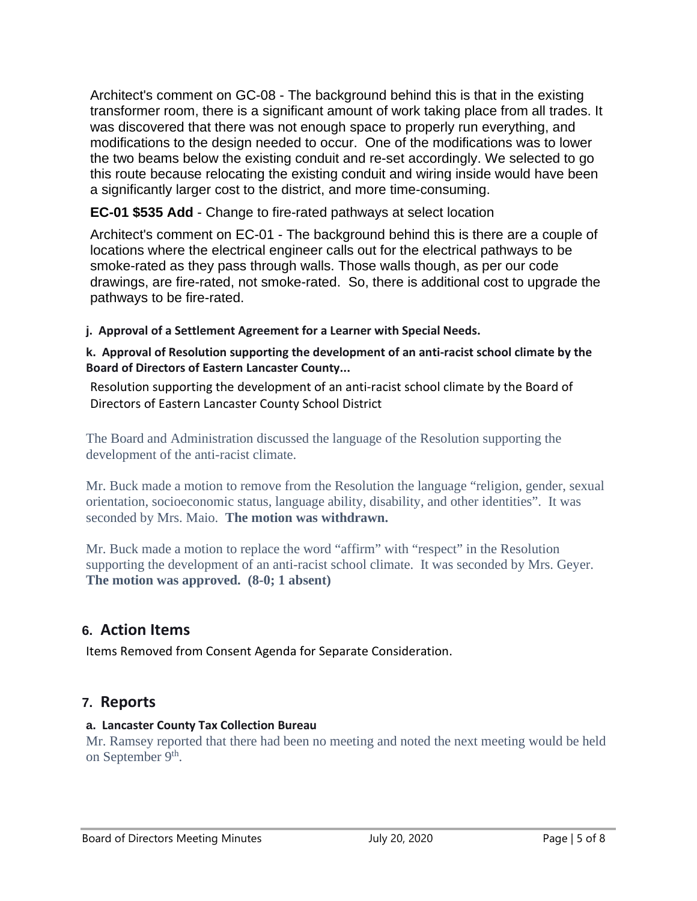Architect's comment on GC-08 - The background behind this is that in the existing transformer room, there is a significant amount of work taking place from all trades. It was discovered that there was not enough space to properly run everything, and modifications to the design needed to occur. One of the modifications was to lower the two beams below the existing conduit and re-set accordingly. We selected to go this route because relocating the existing conduit and wiring inside would have been a significantly larger cost to the district, and more time-consuming.

**EC-01 $535 Add** - Change to fire-rated pathways at select location

Architect's comment on EC-01 - The background behind this is there are a couple of locations where the electrical engineer calls out for the electrical pathways to be smoke-rated as they pass through walls. Those walls though, as per our code drawings, are fire-rated, not smoke-rated. So, there is additional cost to upgrade the pathways to be fire-rated.

#### j. Approval of a Settlement Agreement for a Learner with Special Needs.

#### k. Approval of Resolution supporting the development of an anti-racist school climate by the Board of Directors of Eastern Lancaster County...

Resolution supporting the development of an anti-racist school climate by the Board of Directors of Eastern Lancaster County School District

The Board and Administration discussed the language of the Resolution supporting the development of the anti-racist climate.

Mr. Buck made a motion to remove from the Resolution the language "religion, gender, sexual orientation, socioeconomic status, language ability, disability, and other identities". It was seconded by Mrs. Maio. **The motion was withdrawn.**

Mr. Buck made a motion to replace the word "affirm" with "respect" in the Resolution supporting the development of an anti-racist school climate. It was seconded by Mrs. Geyer. **The motion was approved. (8-0; 1 absent)**

## 6. Action Items

Items Removed from Consent Agenda for Separate Consideration.

## 7. Reports

#### a. Lancaster County Tax Collection Bureau

Mr. Ramsey reported that there had been no meeting and noted the next meeting would be held on September 9th.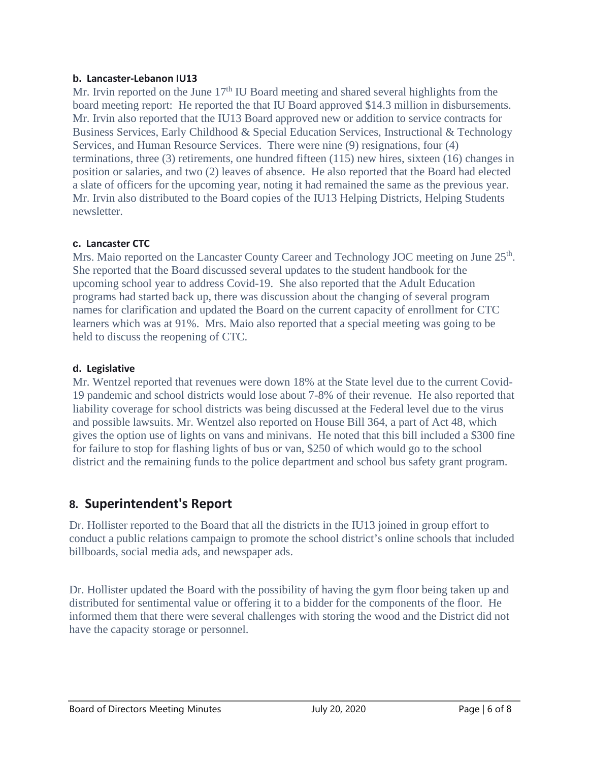#### b. Lancaster-Lebanon IU13

Mr. Irvin reported on the June 17th IU Board meeting and shared several highlights from the board meeting report: He reported the that IU Board approved $14.3 million in disbursements. Mr. Irvin also reported that the IU13 Board approved new or addition to service contracts for Business Services, Early Childhood & Special Education Services, Instructional & Technology Services, and Human Resource Services. There were nine (9) resignations, four (4) terminations, three (3) retirements, one hundred fifteen (115) new hires, sixteen (16) changes in position or salaries, and two (2) leaves of absence. He also reported that the Board had elected a slate of officers for the upcoming year, noting it had remained the same as the previous year. Mr. Irvin also distributed to the Board copies of the IU13 Helping Districts, Helping Students newsletter.

#### c. Lancaster CTC

Mrs. Maio reported on the Lancaster County Career and Technology JOC meeting on June 25th. She reported that the Board discussed several updates to the student handbook for the upcoming school year to address Covid-19. She also reported that the Adult Education programs had started back up, there was discussion about the changing of several program names for clarification and updated the Board on the current capacity of enrollment for CTC learners which was at 91%. Mrs. Maio also reported that a special meeting was going to be held to discuss the reopening of CTC.

#### d. Legislative

Mr. Wentzel reported that revenues were down 18% at the State level due to the current Covid-19 pandemic and school districts would lose about 7-8% of their revenue. He also reported that liability coverage for school districts was being discussed at the Federal level due to the virus and possible lawsuits. Mr. Wentzel also reported on House Bill 364, a part of Act 48, which gives the option use of lights on vans and minivans. He noted that this bill included a $300 fine for failure to stop for flashing lights of bus or van, $250 of which would go to the school district and the remaining funds to the police department and school bus safety grant program.

## 8. Superintendent's Report

Dr. Hollister reported to the Board that all the districts in the IU13 joined in group effort to conduct a public relations campaign to promote the school district's online schools that included billboards, social media ads, and newspaper ads.

Dr. Hollister updated the Board with the possibility of having the gym floor being taken up and distributed for sentimental value or offering it to a bidder for the components of the floor. He informed them that there were several challenges with storing the wood and the District did not have the capacity storage or personnel.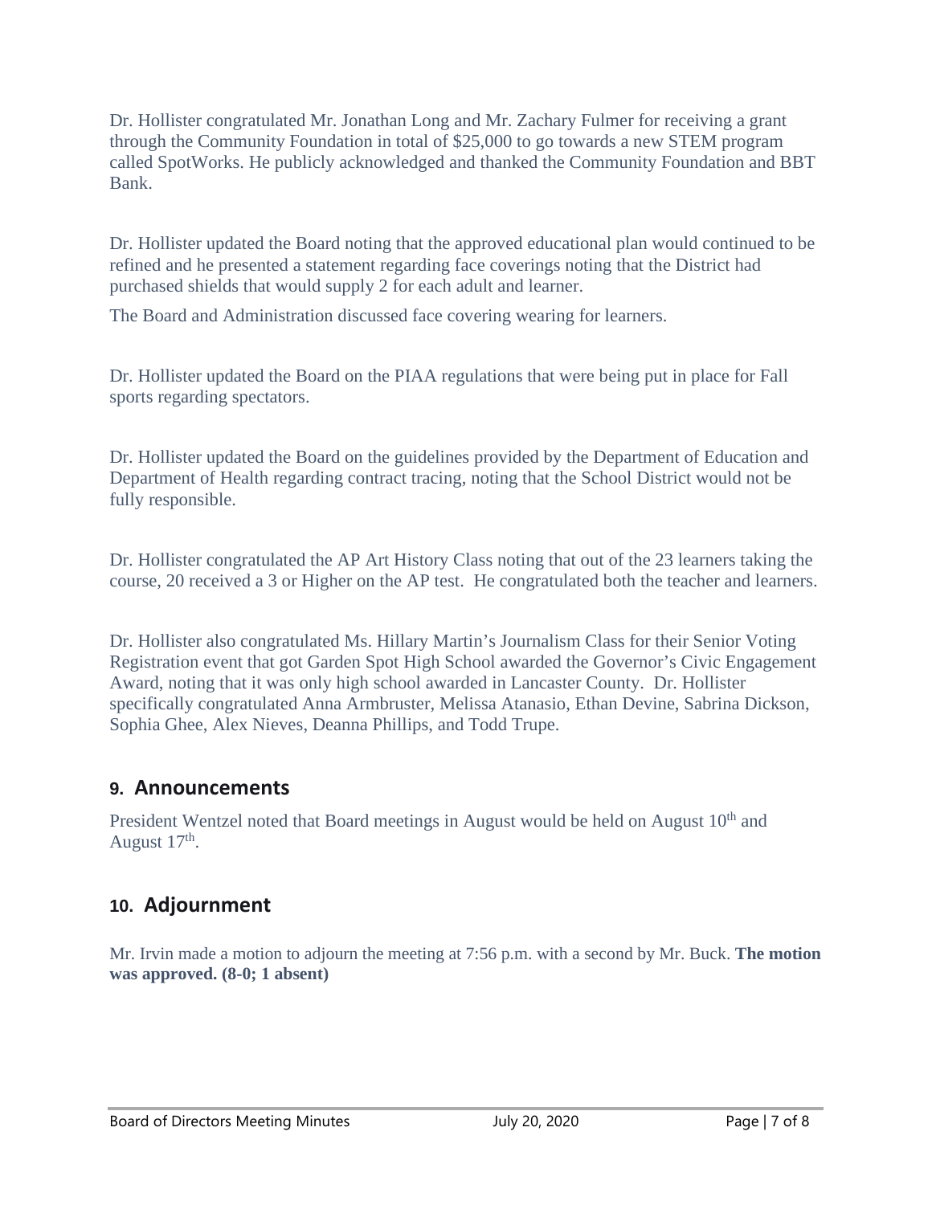Dr. Hollister congratulated Mr. Jonathan Long and Mr. Zachary Fulmer for receiving a grant through the Community Foundation in total of $25,000 to go towards a new STEM program called SpotWorks. He publicly acknowledged and thanked the Community Foundation and BBT Bank.

Dr. Hollister updated the Board noting that the approved educational plan would continued to be refined and he presented a statement regarding face coverings noting that the District had purchased shields that would supply 2 for each adult and learner.

The Board and Administration discussed face covering wearing for learners.

Dr. Hollister updated the Board on the PIAA regulations that were being put in place for Fall sports regarding spectators.

Dr. Hollister updated the Board on the guidelines provided by the Department of Education and Department of Health regarding contract tracing, noting that the School District would not be fully responsible.

Dr. Hollister congratulated the AP Art History Class noting that out of the 23 learners taking the course, 20 received a 3 or Higher on the AP test. He congratulated both the teacher and learners.

Dr. Hollister also congratulated Ms. Hillary Martin's Journalism Class for their Senior Voting Registration event that got Garden Spot High School awarded the Governor's Civic Engagement Award, noting that it was only high school awarded in Lancaster County. Dr. Hollister specifically congratulated Anna Armbruster, Melissa Atanasio, Ethan Devine, Sabrina Dickson, Sophia Ghee, Alex Nieves, Deanna Phillips, and Todd Trupe.

## 9. Announcements

President Wentzel noted that Board meetings in August would be held on August 10th and August 17th.

## 10. Adjournment

Mr. Irvin made a motion to adjourn the meeting at 7:56 p.m. with a second by Mr. Buck. **The motion was approved. (8-0; 1 absent)**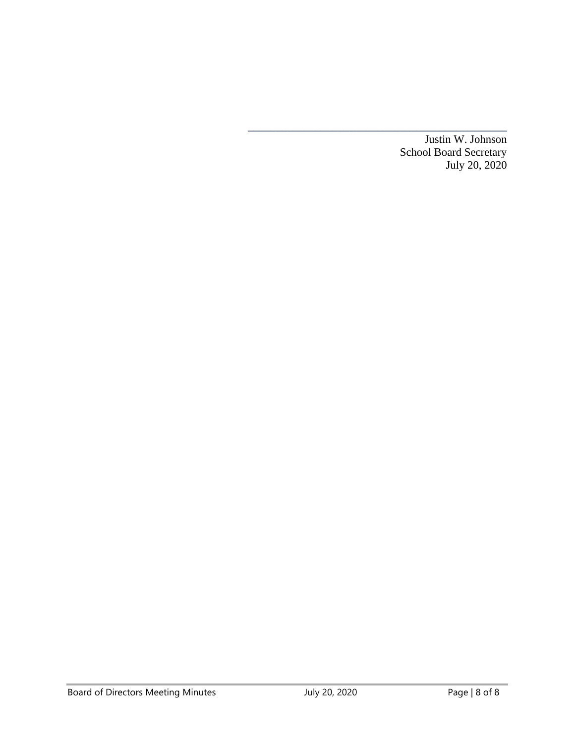\_\_\_\_\_\_\_\_\_\_\_\_\_\_\_\_\_\_\_\_\_\_\_\_\_\_\_\_\_\_\_\_\_\_\_\_\_\_\_\_

Justin W. Johnson
School Board Secretary
July 20, 2020